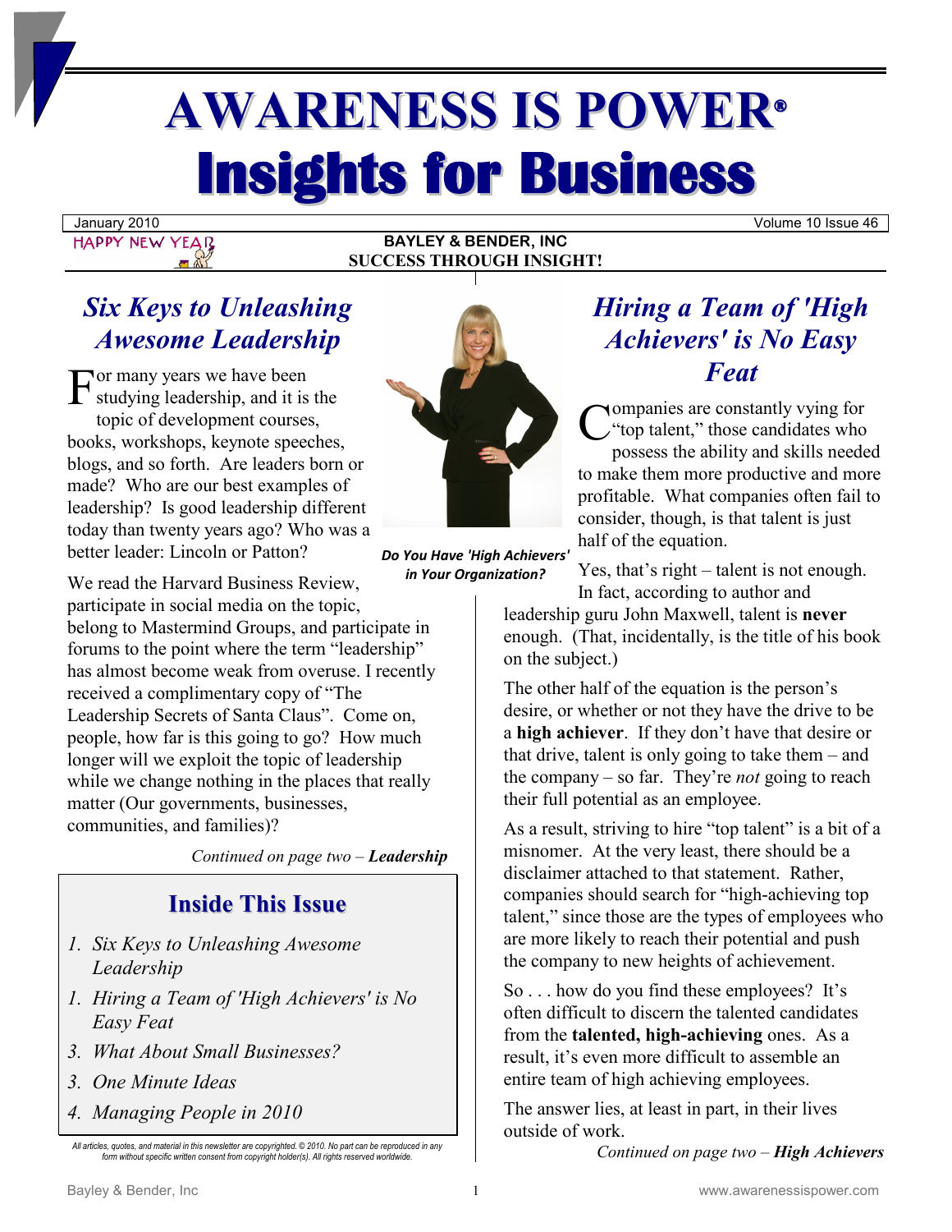# AWARENESS IS POWER®

# Insights for Business

January 2010 | Volume 10 Issue 46

HAPPY NEW YEAR

**BAYLEY & BENDER, INC**
**SUCCESS THROUGH INSIGHT!**

## *Six Keys to Unleashing Awesome Leadership*

For many years we have been studying leadership, and it is the topic of development courses, books, workshops, keynote speeches, blogs, and so forth. Are leaders born or made? Who are our best examples of leadership? Is good leadership different today than twenty years ago? Who was a better leader: Lincoln or Patton?

We read the Harvard Business Review, participate in social media on the topic, belong to Mastermind Groups, and participate in forums to the point where the term "leadership" has almost become weak from overuse. I recently received a complimentary copy of "The Leadership Secrets of Santa Claus". Come on, people, how far is this going to go? How much longer will we exploit the topic of leadership while we change nothing in the places that really matter (Our governments, businesses, communities, and families)?

*Continued on page two –* ***Leadership***

### Inside This Issue

1. *Six Keys to Unleashing Awesome Leadership*
1. *Hiring a Team of 'High Achievers' is No Easy Feat*
3. *What About Small Businesses?*
3. *One Minute Ideas*
4. *Managing People in 2010*

*All articles, quotes, and material in this newsletter are copyrighted. © 2010. No part can be reproduced in any form without specific written consent from copyright holder(s). All rights reserved worldwide.*

***Do You Have 'High Achievers' in Your Organization?***

## *Hiring a Team of 'High Achievers' is No Easy Feat*

Companies are constantly vying for "top talent," those candidates who possess the ability and skills needed to make them more productive and more profitable. What companies often fail to consider, though, is that talent is just half of the equation.

Yes, that's right – talent is not enough. In fact, according to author and leadership guru John Maxwell, talent is **never** enough. (That, incidentally, is the title of his book on the subject.)

The other half of the equation is the person's desire, or whether or not they have the drive to be a **high achiever**. If they don't have that desire or that drive, talent is only going to take them – and the company – so far. They're *not* going to reach their full potential as an employee.

As a result, striving to hire "top talent" is a bit of a misnomer. At the very least, there should be a disclaimer attached to that statement. Rather, companies should search for "high-achieving top talent," since those are the types of employees who are more likely to reach their potential and push the company to new heights of achievement.

So . . . how do you find these employees? It's often difficult to discern the talented candidates from the **talented, high-achieving** ones. As a result, it's even more difficult to assemble an entire team of high achieving employees.

The answer lies, at least in part, in their lives outside of work.

*Continued on page two –* ***High Achievers***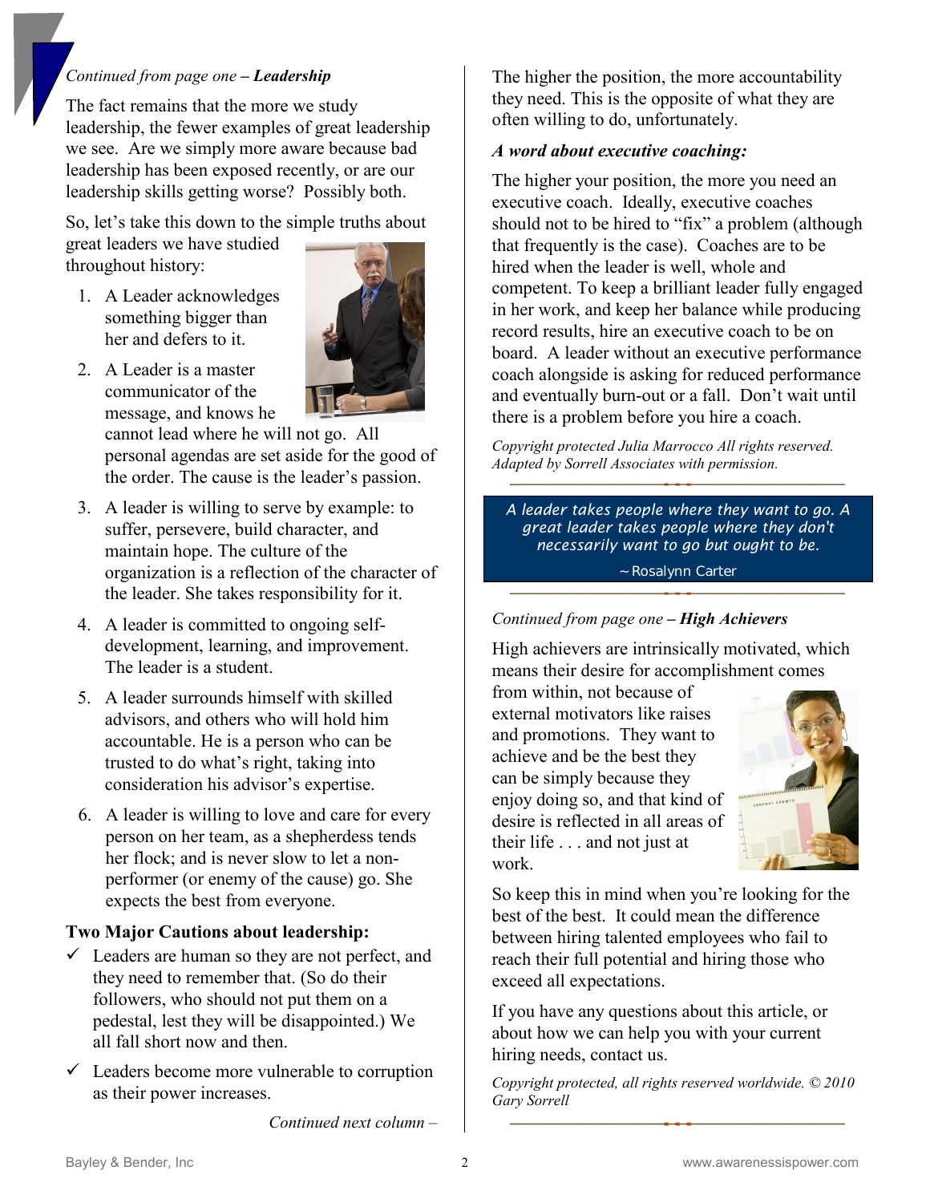*Continued from page one – **Leadership***

The fact remains that the more we study leadership, the fewer examples of great leadership we see. Are we simply more aware because bad leadership has been exposed recently, or are our leadership skills getting worse? Possibly both.

So, let's take this down to the simple truths about great leaders we have studied throughout history:

1. A Leader acknowledges something bigger than her and defers to it.
2. A Leader is a master communicator of the message, and knows he cannot lead where he will not go. All personal agendas are set aside for the good of the order. The cause is the leader's passion.
3. A leader is willing to serve by example: to suffer, persevere, build character, and maintain hope. The culture of the organization is a reflection of the character of the leader. She takes responsibility for it.
4. A leader is committed to ongoing self-development, learning, and improvement. The leader is a student.
5. A leader surrounds himself with skilled advisors, and others who will hold him accountable. He is a person who can be trusted to do what's right, taking into consideration his advisor's expertise.
6. A leader is willing to love and care for every person on her team, as a shepherdess tends her flock; and is never slow to let a non-performer (or enemy of the cause) go. She expects the best from everyone.

**Two Major Cautions about leadership:**

- ✓ Leaders are human so they are not perfect, and they need to remember that. (So do their followers, who should not put them on a pedestal, lest they will be disappointed.) We all fall short now and then.
- ✓ Leaders become more vulnerable to corruption as their power increases.

*Continued next column –*

The higher the position, the more accountability they need. This is the opposite of what they are often willing to do, unfortunately.

***A word about executive coaching:***

The higher your position, the more you need an executive coach. Ideally, executive coaches should not to be hired to "fix" a problem (although that frequently is the case). Coaches are to be hired when the leader is well, whole and competent. To keep a brilliant leader fully engaged in her work, and keep her balance while producing record results, hire an executive coach to be on board. A leader without an executive performance coach alongside is asking for reduced performance and eventually burn-out or a fall. Don't wait until there is a problem before you hire a coach.

*Copyright protected Julia Marrocco All rights reserved. Adapted by Sorrell Associates with permission.*

> *A leader takes people where they want to go. A great leader takes people where they don't necessarily want to go but ought to be.*
>
> ~ Rosalynn Carter

*Continued from page one – **High Achievers***

High achievers are intrinsically motivated, which means their desire for accomplishment comes from within, not because of external motivators like raises and promotions. They want to achieve and be the best they can be simply because they enjoy doing so, and that kind of desire is reflected in all areas of their life . . . and not just at work.

So keep this in mind when you're looking for the best of the best. It could mean the difference between hiring talented employees who fail to reach their full potential and hiring those who exceed all expectations.

If you have any questions about this article, or about how we can help you with your current hiring needs, contact us.

*Copyright protected, all rights reserved worldwide. © 2010 Gary Sorrell*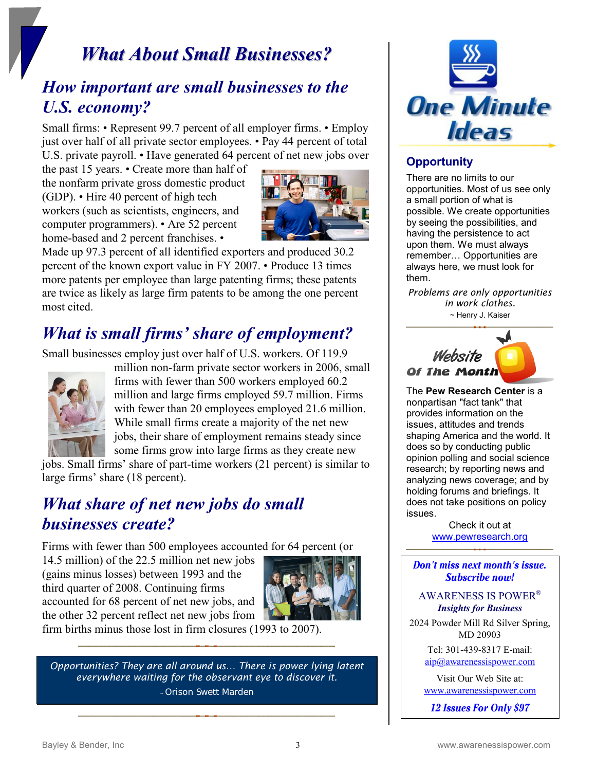# What About Small Businesses?

## How important are small businesses to the U.S. economy?

Small firms: • Represent 99.7 percent of all employer firms. • Employ just over half of all private sector employees. • Pay 44 percent of total U.S. private payroll. • Have generated 64 percent of net new jobs over the past 15 years. • Create more than half of the nonfarm private gross domestic product (GDP). • Hire 40 percent of high tech workers (such as scientists, engineers, and computer programmers). • Are 52 percent home-based and 2 percent franchises. • Made up 97.3 percent of all identified exporters and produced 30.2 percent of the known export value in FY 2007. • Produce 13 times more patents per employee than large patenting firms; these patents are twice as likely as large firm patents to be among the one percent most cited.

## What is small firms' share of employment?

Small businesses employ just over half of U.S. workers. Of 119.9 million non-farm private sector workers in 2006, small firms with fewer than 500 workers employed 60.2 million and large firms employed 59.7 million. Firms with fewer than 20 employees employed 21.6 million. While small firms create a majority of the net new jobs, their share of employment remains steady since some firms grow into large firms as they create new jobs. Small firms' share of part-time workers (21 percent) is similar to large firms' share (18 percent).

## What share of net new jobs do small businesses create?

Firms with fewer than 500 employees accounted for 64 percent (or 14.5 million) of the 22.5 million net new jobs (gains minus losses) between 1993 and the third quarter of 2008. Continuing firms accounted for 68 percent of net new jobs, and the other 32 percent reflect net new jobs from firm births minus those lost in firm closures (1993 to 2007).

> *Opportunities? They are all around us… There is power lying latent everywhere waiting for the observant eye to discover it.*
>
> ~ Orison Swett Marden

# One Minute Ideas

## Opportunity

There are no limits to our opportunities. Most of us see only a small portion of what is possible. We create opportunities by seeing the possibilities, and having the persistence to act upon them. We must always remember… Opportunities are always here, we must look for them.

*Problems are only opportunities in work clothes.*

~ Henry J. Kaiser

## Website Of The Month

The **Pew Research Center** is a nonpartisan "fact tank" that provides information on the issues, attitudes and trends shaping America and the world. It does so by conducting public opinion polling and social science research; by reporting news and analyzing news coverage; and by holding forums and briefings. It does not take positions on policy issues.

Check it out at www.pewresearch.org

***Don't miss next month's issue. Subscribe now!***

AWARENESS IS POWER®
***Insights for Business***

2024 Powder Mill Rd Silver Spring, MD 20903

Tel: 301-439-8317 E-mail: aip@awarenessispower.com

Visit Our Web Site at: www.awarenessispower.com

***12 Issues For Only $97***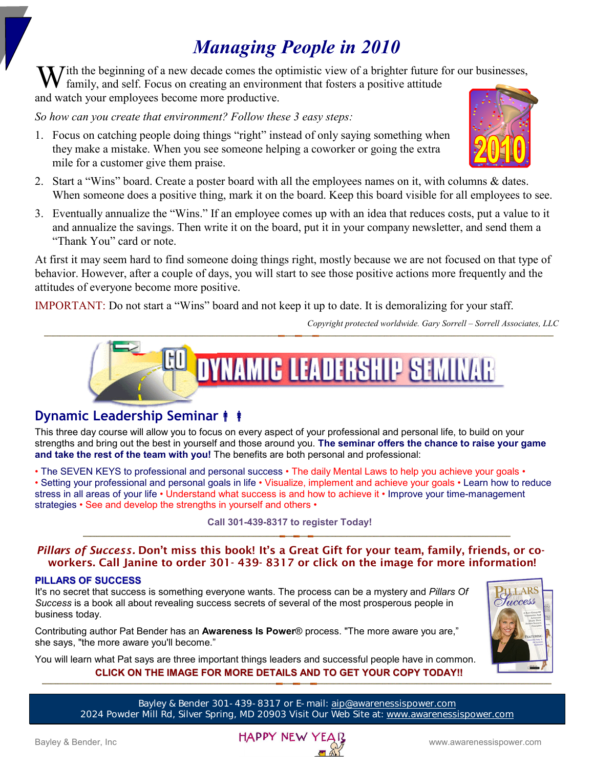# *Managing People in 2010*

With the beginning of a new decade comes the optimistic view of a brighter future for our businesses, family, and self. Focus on creating an environment that fosters a positive attitude and watch your employees become more productive.

*So how can you create that environment? Follow these 3 easy steps:*

1. Focus on catching people doing things "right" instead of only saying something when they make a mistake. When you see someone helping a coworker or going the extra mile for a customer give them praise.
2. Start a "Wins" board. Create a poster board with all the employees names on it, with columns & dates. When someone does a positive thing, mark it on the board. Keep this board visible for all employees to see.
3. Eventually annualize the "Wins." If an employee comes up with an idea that reduces costs, put a value to it and annualize the savings. Then write it on the board, put it in your company newsletter, and send them a "Thank You" card or note.

At first it may seem hard to find someone doing things right, mostly because we are not focused on that type of behavior. However, after a couple of days, you will start to see those positive actions more frequently and the attitudes of everyone become more positive.

IMPORTANT: Do not start a "Wins" board and not keep it up to date. It is demoralizing for your staff.

*Copyright protected worldwide. Gary Sorrell – Sorrell Associates, LLC*

---

GO DYNAMIC LEADERSHIP SEMINAR

## Dynamic Leadership Seminar

This three day course will allow you to focus on every aspect of your professional and personal life, to build on your strengths and bring out the best in yourself and those around you. **The seminar offers the chance to raise your game and take the rest of the team with you!** The benefits are both personal and professional:

• The SEVEN KEYS to professional and personal success • The daily Mental Laws to help you achieve your goals • • Setting your professional and personal goals in life • Visualize, implement and achieve your goals • Learn how to reduce stress in all areas of your life • Understand what success is and how to achieve it • Improve your time-management strategies • See and develop the strengths in yourself and others •

**Call 301-439-8317 to register Today!**

---

***Pillars of Success.*** **Don't miss this book! It's a Great Gift for your team, family, friends, or co-workers. Call Janine to order 301- 439- 8317 or click on the image for more information!**

### PILLARS OF SUCCESS

It's no secret that success is something everyone wants. The process can be a mystery and *Pillars Of Success* is a book all about revealing success secrets of several of the most prosperous people in business today.

Contributing author Pat Bender has an **Awareness Is Power®** process. "The more aware you are," she says, "the more aware you'll become."

You will learn what Pat says are three important things leaders and successful people have in common.

**CLICK ON THE IMAGE FOR MORE DETAILS AND TO GET YOUR COPY TODAY!!**

---

Bayley & Bender 301- 439- 8317 or E- mail: aip@awarenessispower.com
2024 Powder Mill Rd, Silver Spring, MD 20903 Visit Our Web Site at: www.awarenessispower.com

HAPPY NEW YEAR